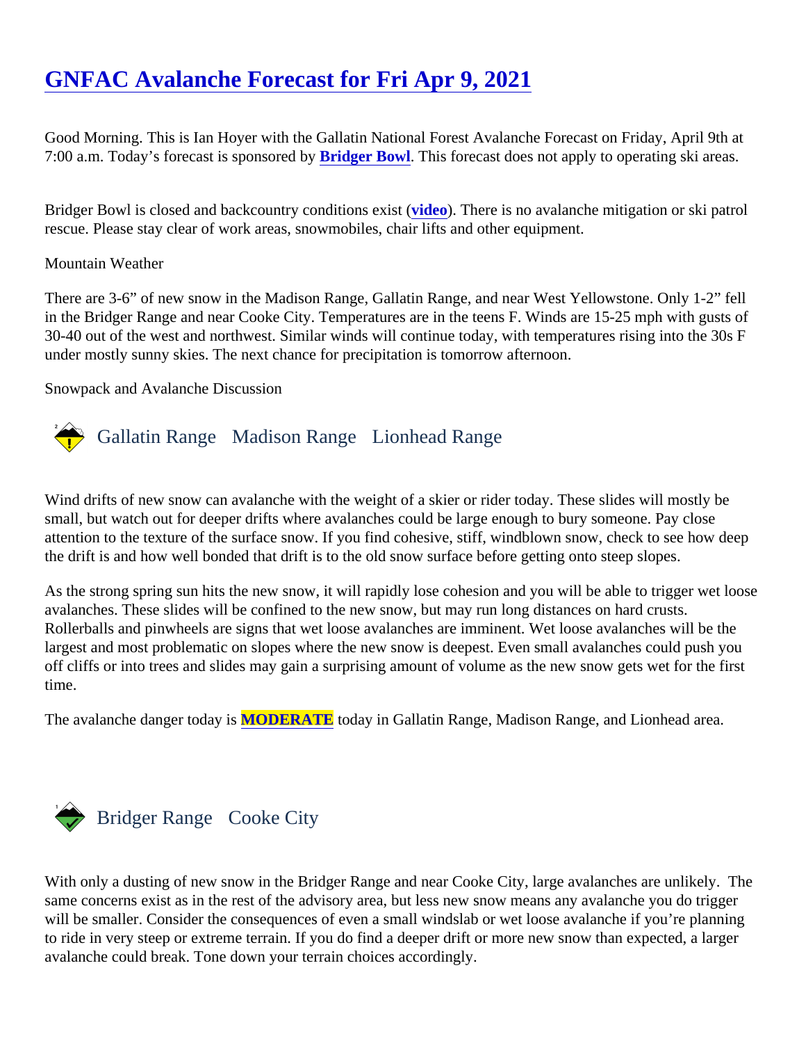# GNFAC Avalanche Forecast for Fri Apr 9, 2021

Good Morning. This is Ian Hoyer with the Gallatin National Forest Avalanche Forecast on Friday, April 9th at 7:00 a.m. Today's forecast is sponsored by **Bridger Bowl**. This forecast does not apply to operating ski areas.

Bridger Bowl is closed and backcountry conditions exist (**video**). There is no avalanche mitigation or ski patrol rescue. Please stay clear of work areas, snowmobiles, chair lifts and other equipment.

Mountain Weather

There are 3-6" of new snow in the Madison Range, Gallatin Range, and near West Yellowstone. Only 1-2" fell in the Bridger Range and near Cooke City. Temperatures are in the teens F. Winds are 15-25 mph with gusts of 30-40 out of the west and northwest. Similar winds will continue today, with temperatures rising into the 30s F under mostly sunny skies. The next chance for precipitation is tomorrow afternoon.

Snowpack and Avalanche Discussion

## Gallatin Range   Madison Range   Lionhead Range

Wind drifts of new snow can avalanche with the weight of a skier or rider today. These slides will mostly be small, but watch out for deeper drifts where avalanches could be large enough to bury someone. Pay close attention to the texture of the surface snow. If you find cohesive, stiff, windblown snow, check to see how deep the drift is and how well bonded that drift is to the old snow surface before getting onto steep slopes.

As the strong spring sun hits the new snow, it will rapidly lose cohesion and you will be able to trigger wet loose avalanches. These slides will be confined to the new snow, but may run long distances on hard crusts. Rollerballs and pinwheels are signs that wet loose avalanches are imminent. Wet loose avalanches will be the largest and most problematic on slopes where the new snow is deepest. Even small avalanches could push you off cliffs or into trees and slides may gain a surprising amount of volume as the new snow gets wet for the first time.

The avalanche danger today is **MODERATE** today in Gallatin Range, Madison Range, and Lionhead area.

## Bridger Range   Cooke City

With only a dusting of new snow in the Bridger Range and near Cooke City, large avalanches are unlikely. The same concerns exist as in the rest of the advisory area, but less new snow means any avalanche you do trigger will be smaller. Consider the consequences of even a small windslab or wet loose avalanche if you're planning to ride in very steep or extreme terrain. If you do find a deeper drift or more new snow than expected, a larger avalanche could break. Tone down your terrain choices accordingly.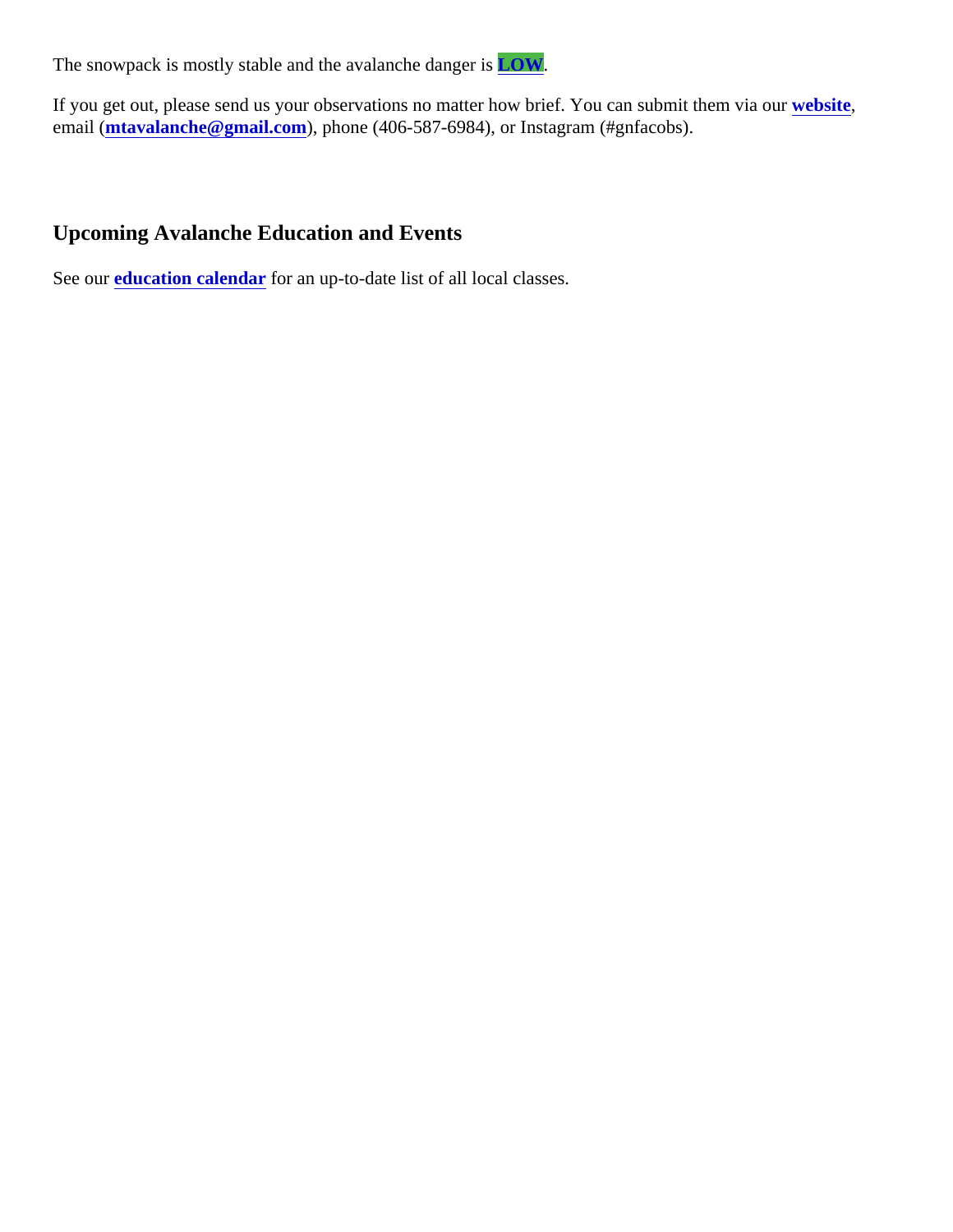The snowpack is mostly stable and the avalanche danger is **LOW**.

If you get out, please send us your observations no matter how brief. You can submit them via our **website**, email (**mtavalanche@gmail.com**), phone (406-587-6984), or Instagram (#gnfacobs).

## Upcoming Avalanche Education and Events

See our **education calendar** for an up-to-date list of all local classes.